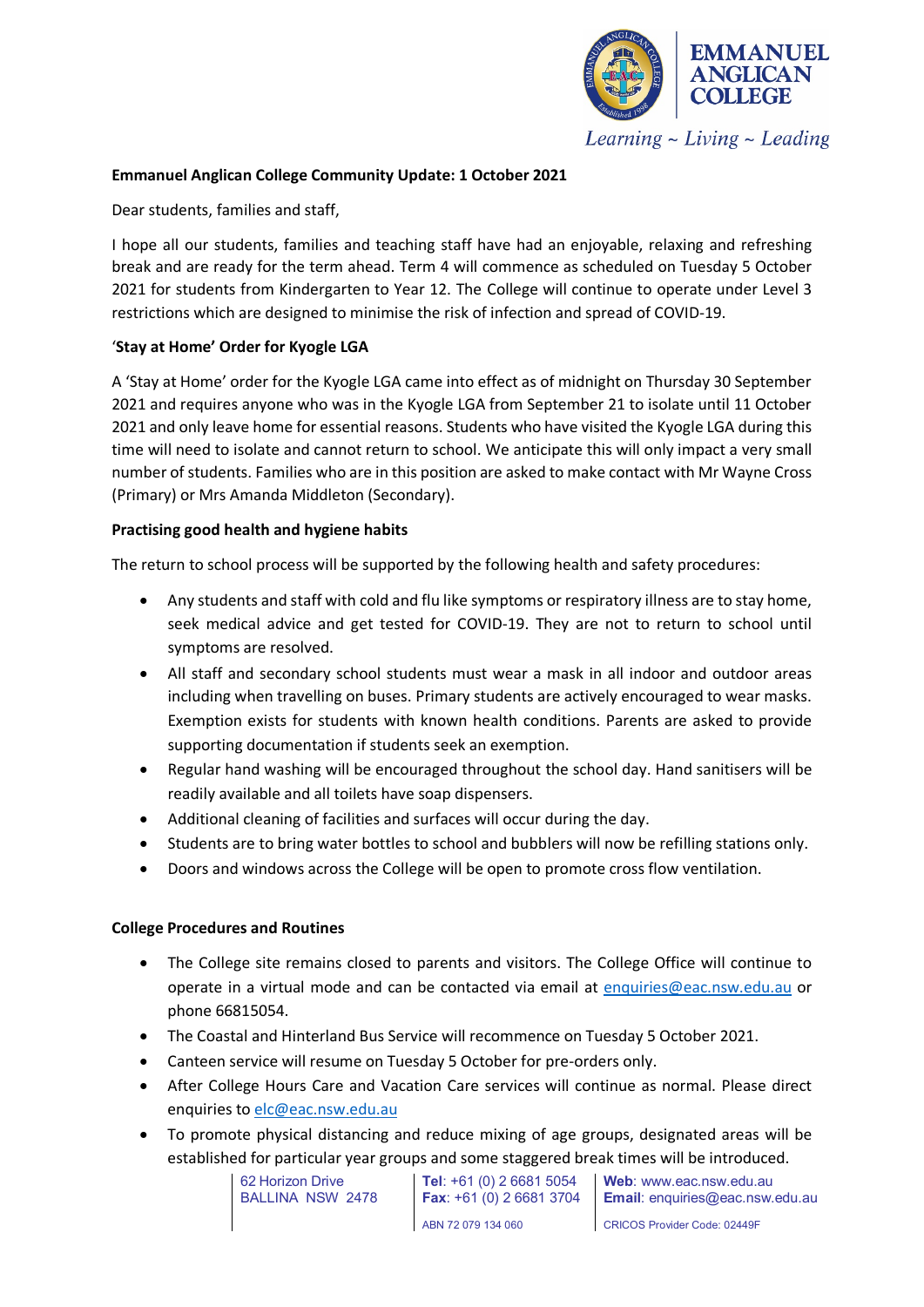**Emmanuel Anglican College Community Update: 1 October 2021**

Dear students, families and staff,

I hope all our students, families and teaching staff have had an enjoyable, relaxing and refreshing break and are ready for the term ahead. Term 4 will commence as scheduled on Tuesday 5 October 2021 for students from Kindergarten to Year 12. The College will continue to operate under Level 3 restrictions which are designed to minimise the risk of infection and spread of COVID-19.

**'Stay at Home' Order for Kyogle LGA**

A 'Stay at Home' order for the Kyogle LGA came into effect as of midnight on Thursday 30 September 2021 and requires anyone who was in the Kyogle LGA from September 21 to isolate until 11 October 2021 and only leave home for essential reasons. Students who have visited the Kyogle LGA during this time will need to isolate and cannot return to school. We anticipate this will only impact a very small number of students. Families who are in this position are asked to make contact with Mr Wayne Cross (Primary) or Mrs Amanda Middleton (Secondary).

**Practising good health and hygiene habits**

The return to school process will be supported by the following health and safety procedures:

- Any students and staff with cold and flu like symptoms or respiratory illness are to stay home, seek medical advice and get tested for COVID-19. They are not to return to school until symptoms are resolved.
- All staff and secondary school students must wear a mask in all indoor and outdoor areas including when travelling on buses. Primary students are actively encouraged to wear masks. Exemption exists for students with known health conditions. Parents are asked to provide supporting documentation if students seek an exemption.
- Regular hand washing will be encouraged throughout the school day. Hand sanitisers will be readily available and all toilets have soap dispensers.
- Additional cleaning of facilities and surfaces will occur during the day.
- Students are to bring water bottles to school and bubblers will now be refilling stations only.
- Doors and windows across the College will be open to promote cross flow ventilation.

**College Procedures and Routines**

- The College site remains closed to parents and visitors. The College Office will continue to operate in a virtual mode and can be contacted via email at enquiries@eac.nsw.edu.au or phone 66815054.
- The Coastal and Hinterland Bus Service will recommence on Tuesday 5 October 2021.
- Canteen service will resume on Tuesday 5 October for pre-orders only.
- After College Hours Care and Vacation Care services will continue as normal. Please direct enquiries to elc@eac.nsw.edu.au
- To promote physical distancing and reduce mixing of age groups, designated areas will be established for particular year groups and some staggered break times will be introduced.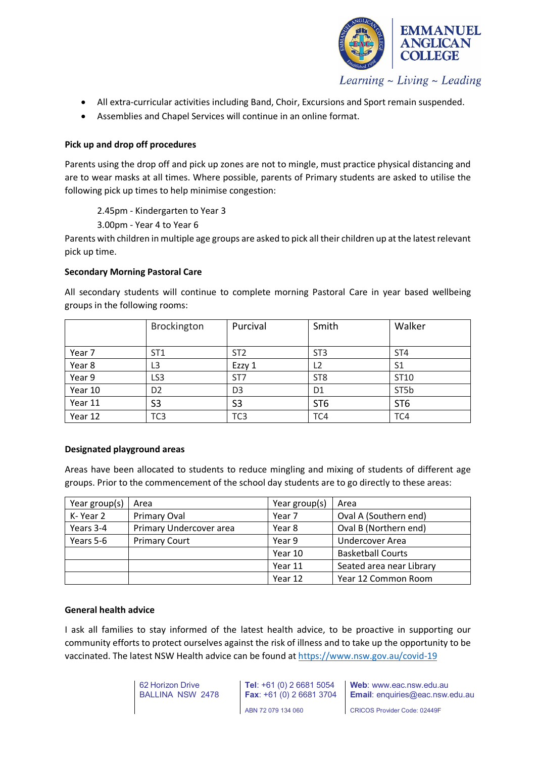- All extra-curricular activities including Band, Choir, Excursions and Sport remain suspended.
- Assemblies and Chapel Services will continue in an online format.

**Pick up and drop off procedures**

Parents using the drop off and pick up zones are not to mingle, must practice physical distancing and are to wear masks at all times. Where possible, parents of Primary students are asked to utilise the following pick up times to help minimise congestion:

2.45pm - Kindergarten to Year 3

3.00pm - Year 4 to Year 6

Parents with children in multiple age groups are asked to pick all their children up at the latest relevant pick up time.

**Secondary Morning Pastoral Care**

All secondary students will continue to complete morning Pastoral Care in year based wellbeing groups in the following rooms:

| | Brockington | Purcival | Smith | Walker |
|---|---|---|---|---|
| Year 7 | ST1 | ST2 | ST3 | ST4 |
| Year 8 | L3 | Ezzy 1 | L2 | S1 |
| Year 9 | LS3 | ST7 | ST8 | ST10 |
| Year 10 | D2 | D3 | D1 | ST5b |
| Year 11 | S3 | S3 | ST6 | ST6 |
| Year 12 | TC3 | TC3 | TC4 | TC4 |

**Designated playground areas**

Areas have been allocated to students to reduce mingling and mixing of students of different age groups. Prior to the commencement of the school day students are to go directly to these areas:

| Year group(s) | Area | Year group(s) | Area |
|---|---|---|---|
| K- Year 2 | Primary Oval | Year 7 | Oval A (Southern end) |
| Years 3-4 | Primary Undercover area | Year 8 | Oval B (Northern end) |
| Years 5-6 | Primary Court | Year 9 | Undercover Area |
| | | Year 10 | Basketball Courts |
| | | Year 11 | Seated area near Library |
| | | Year 12 | Year 12 Common Room |

**General health advice**

I ask all families to stay informed of the latest health advice, to be proactive in supporting our community efforts to protect ourselves against the risk of illness and to take up the opportunity to be vaccinated. The latest NSW Health advice can be found at https://www.nsw.gov.au/covid-19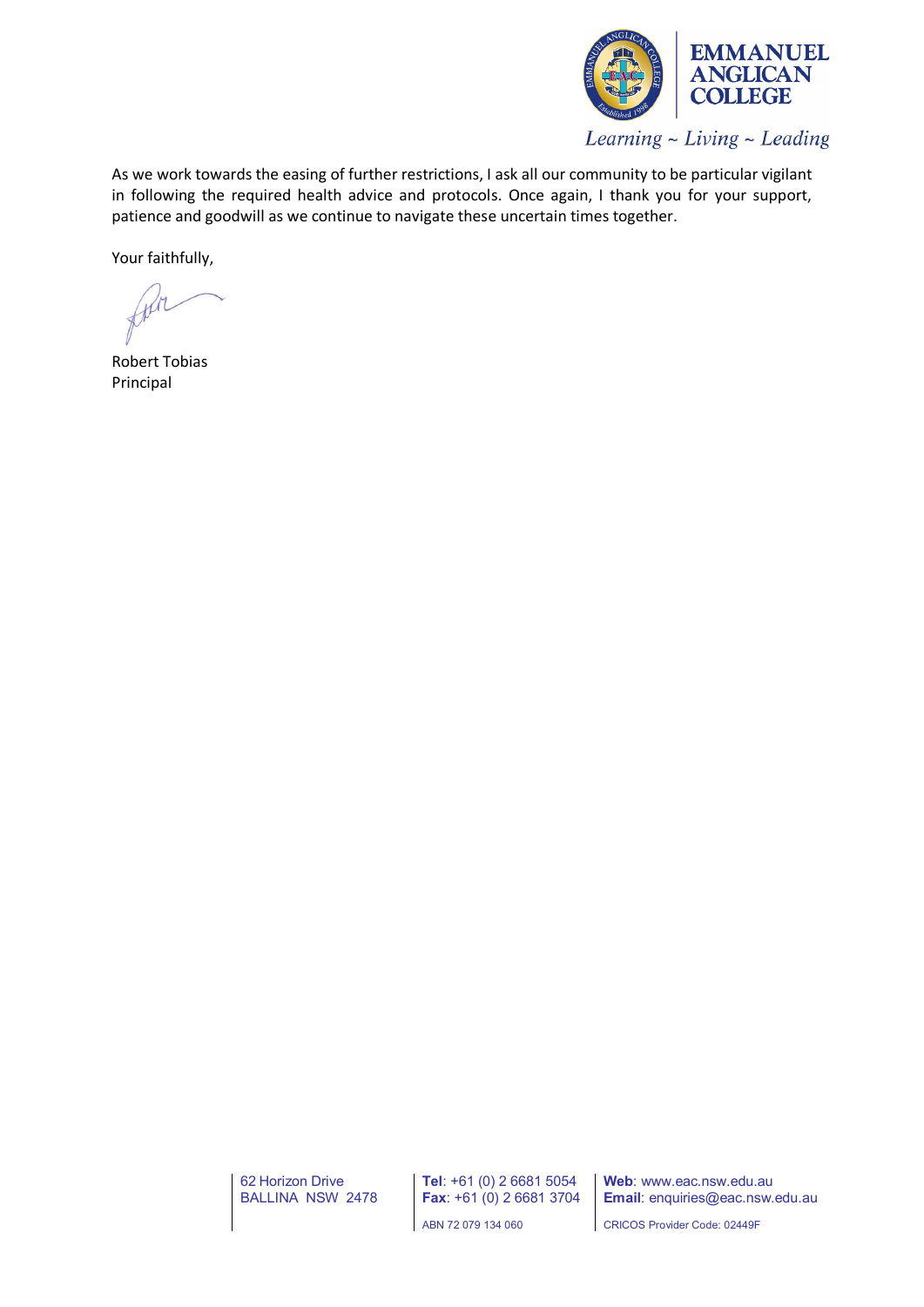As we work towards the easing of further restrictions, I ask all our community to be particular vigilant in following the required health advice and protocols. Once again, I thank you for your support, patience and goodwill as we continue to navigate these uncertain times together.

Your faithfully,

Robert Tobias
Principal